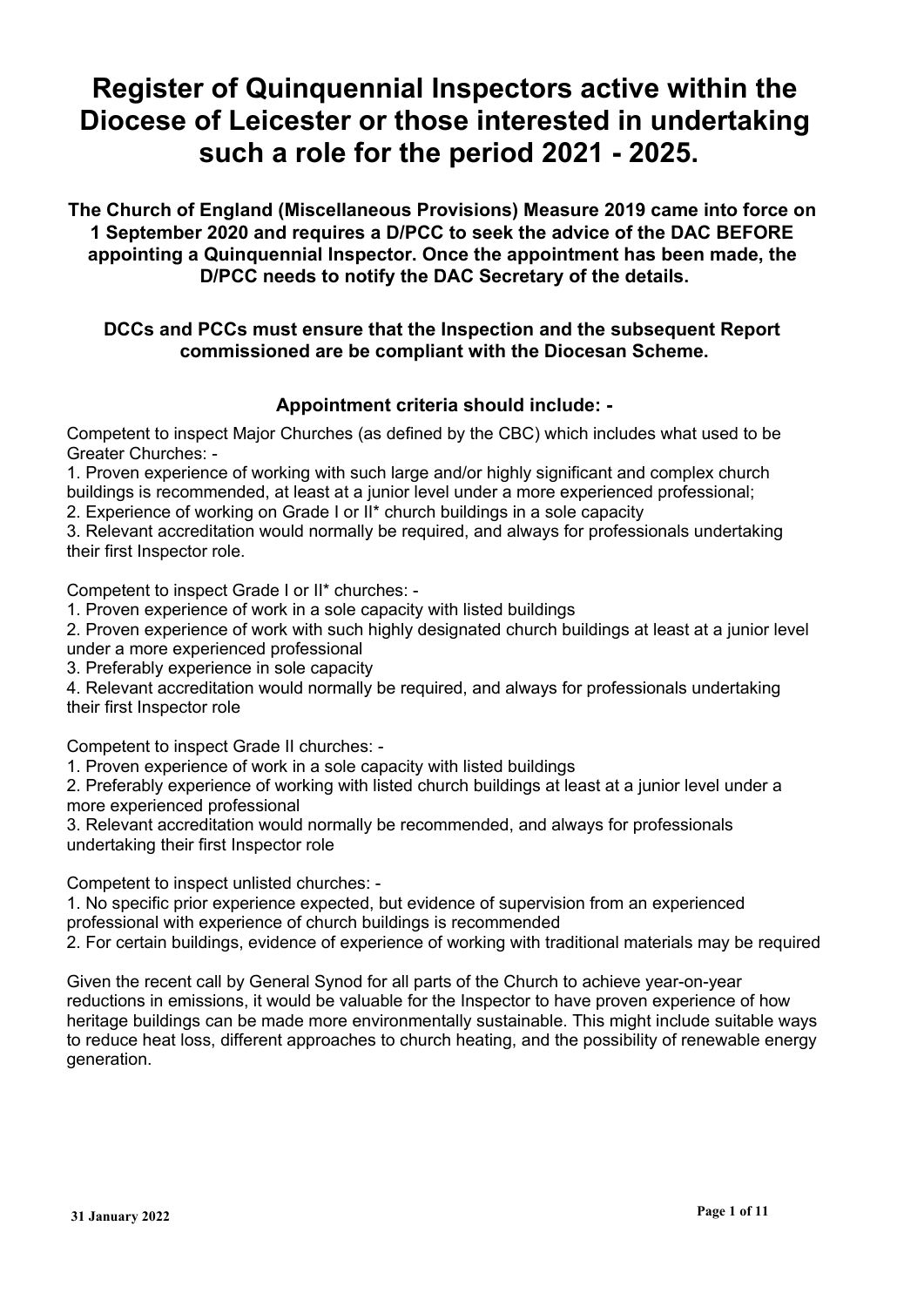# Register of Quinquennial Inspectors active within the Diocese of Leicester or those interested in undertaking such a role for the period 2021 - 2025.

**The Church of England (Miscellaneous Provisions) Measure 2019 came into force on 1 September 2020 and requires a D/PCC to seek the advice of the DAC BEFORE appointing a Quinquennial Inspector. Once the appointment has been made, the D/PCC needs to notify the DAC Secretary of the details.**

**DCCs and PCCs must ensure that the Inspection and the subsequent Report commissioned are be compliant with the Diocesan Scheme.**

### Appointment criteria should include: -

Competent to inspect Major Churches (as defined by the CBC) which includes what used to be Greater Churches: -

1. Proven experience of working with such large and/or highly significant and complex church buildings is recommended, at least at a junior level under a more experienced professional;
2. Experience of working on Grade I or II* church buildings in a sole capacity
3. Relevant accreditation would normally be required, and always for professionals undertaking their first Inspector role.

Competent to inspect Grade I or II* churches: -

1. Proven experience of work in a sole capacity with listed buildings
2. Proven experience of work with such highly designated church buildings at least at a junior level under a more experienced professional
3. Preferably experience in sole capacity
4. Relevant accreditation would normally be required, and always for professionals undertaking their first Inspector role

Competent to inspect Grade II churches: -

1. Proven experience of work in a sole capacity with listed buildings
2. Preferably experience of working with listed church buildings at least at a junior level under a more experienced professional
3. Relevant accreditation would normally be recommended, and always for professionals undertaking their first Inspector role

Competent to inspect unlisted churches: -

1. No specific prior experience expected, but evidence of supervision from an experienced professional with experience of church buildings is recommended
2. For certain buildings, evidence of experience of working with traditional materials may be required

Given the recent call by General Synod for all parts of the Church to achieve year-on-year reductions in emissions, it would be valuable for the Inspector to have proven experience of how heritage buildings can be made more environmentally sustainable. This might include suitable ways to reduce heat loss, different approaches to church heating, and the possibility of renewable energy generation.

31 January 2022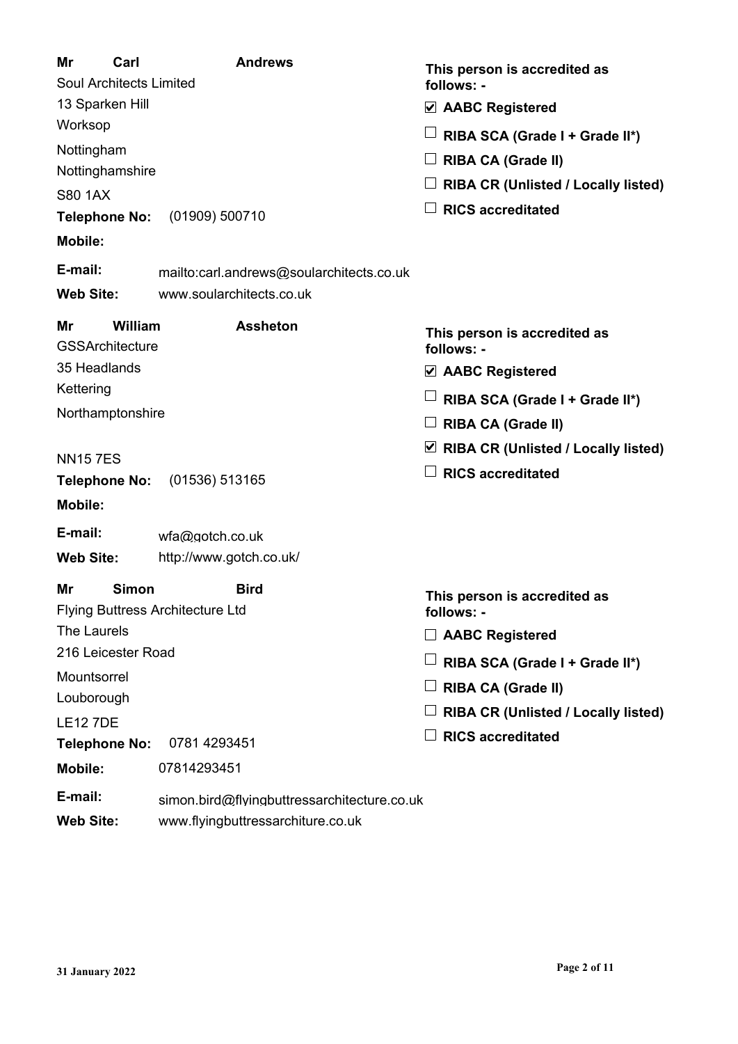**Mr Carl Andrews**

Soul Architects Limited
13 Sparken Hill
Worksop
Nottingham
Nottinghamshire
S80 1AX

**Telephone No:** (01909) 500710
**Mobile:**
**E-mail:** mailto:carl.andrews@soularchitects.co.uk
**Web Site:** www.soularchitects.co.uk

**This person is accredited as follows: -**

- ☑ **AABC Registered**
- ☐ **RIBA SCA (Grade I + Grade II*)**
- ☐ **RIBA CA (Grade II)**
- ☐ **RIBA CR (Unlisted / Locally listed)**
- ☐ **RICS accreditated**

**Mr William Assheton**

GSSArchitecture
35 Headlands
Kettering
Northamptonshire

NN15 7ES

**Telephone No:** (01536) 513165
**Mobile:**
**E-mail:** wfa@gotch.co.uk
**Web Site:** http://www.gotch.co.uk/

**This person is accredited as follows: -**

- ☑ **AABC Registered**
- ☐ **RIBA SCA (Grade I + Grade II*)**
- ☐ **RIBA CA (Grade II)**
- ☑ **RIBA CR (Unlisted / Locally listed)**
- ☐ **RICS accreditated**

**Mr Simon Bird**

Flying Buttress Architecture Ltd
The Laurels
216 Leicester Road
Mountsorrel
Louborough
LE12 7DE

**Telephone No:** 0781 4293451
**Mobile:** 07814293451
**E-mail:** simon.bird@flyingbuttressarchitecture.co.uk
**Web Site:** www.flyingbuttressarchiture.co.uk

**This person is accredited as follows: -**

- ☐ **AABC Registered**
- ☐ **RIBA SCA (Grade I + Grade II*)**
- ☐ **RIBA CA (Grade II)**
- ☐ **RIBA CR (Unlisted / Locally listed)**
- ☐ **RICS accreditated**

31 January 2022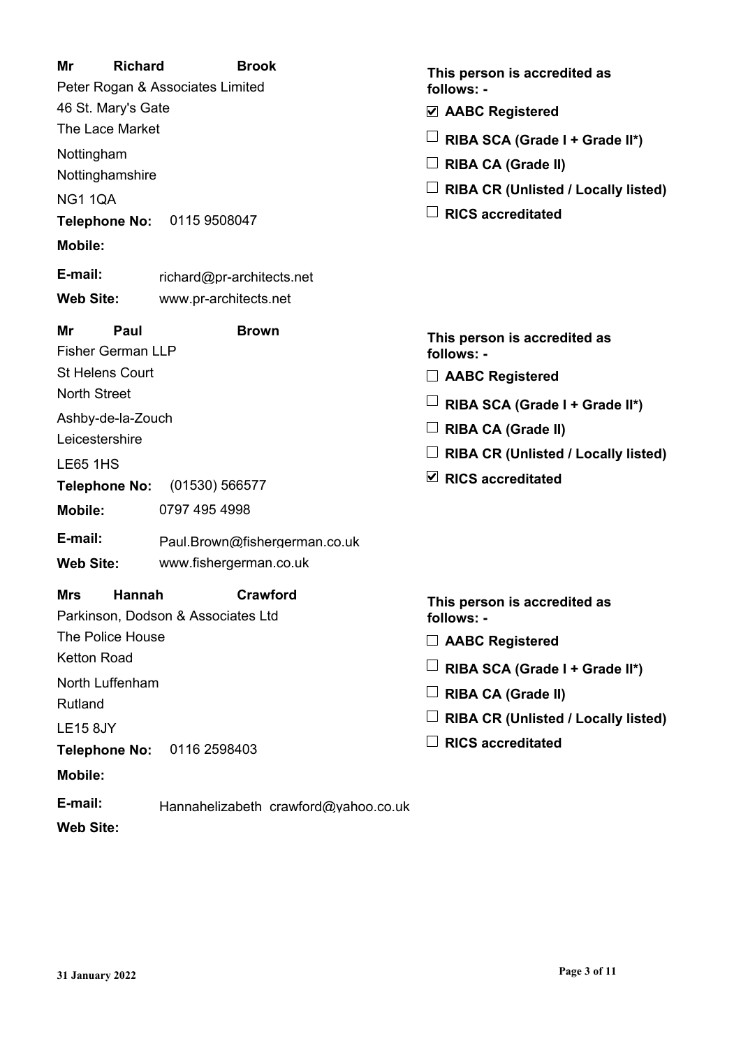**Mr** **Richard** **Brook**

Peter Rogan & Associates Limited
46 St. Mary's Gate
The Lace Market
Nottingham
Nottinghamshire
NG1 1QA

**Telephone No:** 0115 9508047
**Mobile:**
**E-mail:** richard@pr-architects.net
**Web Site:** www.pr-architects.net

**This person is accredited as follows: -**

- ☑ **AABC Registered**
- ☐ **RIBA SCA (Grade I + Grade II*)**
- ☐ **RIBA CA (Grade II)**
- ☐ **RIBA CR (Unlisted / Locally listed)**
- ☐ **RICS accreditated**

**Mr** **Paul** **Brown**

Fisher German LLP
St Helens Court
North Street
Ashby-de-la-Zouch
Leicestershire
LE65 1HS

**Telephone No:** (01530) 566577
**Mobile:** 0797 495 4998
**E-mail:** Paul.Brown@fishergerman.co.uk
**Web Site:** www.fishergerman.co.uk

**This person is accredited as follows: -**

- ☐ **AABC Registered**
- ☐ **RIBA SCA (Grade I + Grade II*)**
- ☐ **RIBA CA (Grade II)**
- ☐ **RIBA CR (Unlisted / Locally listed)**
- ☑ **RICS accreditated**

**Mrs** **Hannah** **Crawford**

Parkinson, Dodson & Associates Ltd
The Police House
Ketton Road
North Luffenham
Rutland
LE15 8JY

**Telephone No:** 0116 2598403
**Mobile:**
**E-mail:** Hannahelizabeth crawford@yahoo.co.uk
**Web Site:**

**This person is accredited as follows: -**

- ☐ **AABC Registered**
- ☐ **RIBA SCA (Grade I + Grade II*)**
- ☐ **RIBA CA (Grade II)**
- ☐ **RIBA CR (Unlisted / Locally listed)**
- ☐ **RICS accreditated**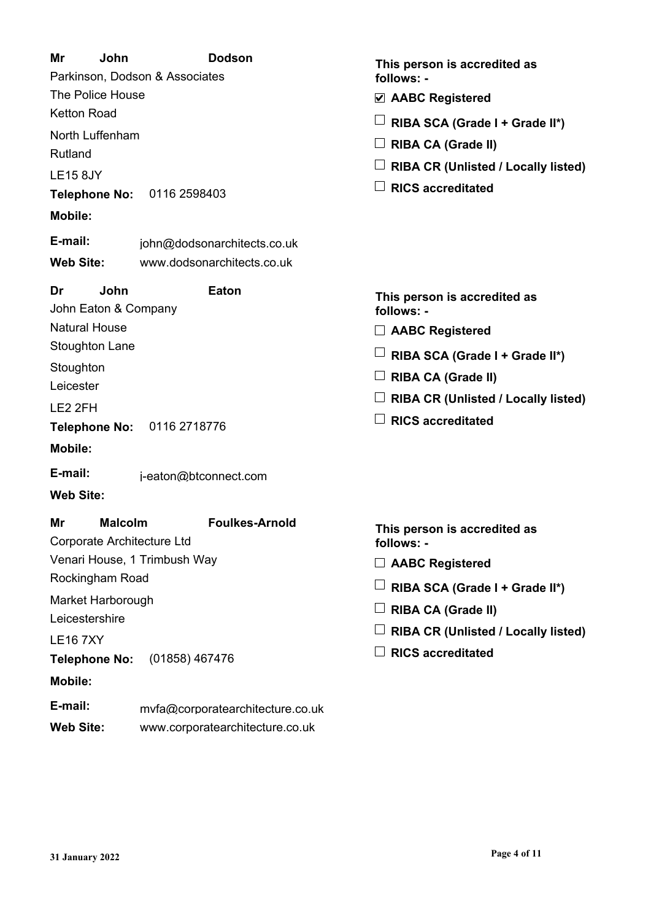**Mr John Dodson**

Parkinson, Dodson & Associates
The Police House
Ketton Road
North Luffenham
Rutland
LE15 8JY

**Telephone No:** 0116 2598403

**Mobile:**

**E-mail:** john@dodsonarchitects.co.uk

**Web Site:** www.dodsonarchitects.co.uk

**This person is accredited as follows: -**

- ☑ **AABC Registered**
- ☐ **RIBA SCA (Grade I + Grade II*)**
- ☐ **RIBA CA (Grade II)**
- ☐ **RIBA CR (Unlisted / Locally listed)**
- ☐ **RICS accreditated**

**Dr John Eaton**

John Eaton & Company
Natural House
Stoughton Lane
Stoughton
Leicester
LE2 2FH

**Telephone No:** 0116 2718776

**Mobile:**

**E-mail:** j-eaton@btconnect.com

**Web Site:**

**This person is accredited as follows: -**

- ☐ **AABC Registered**
- ☐ **RIBA SCA (Grade I + Grade II*)**
- ☐ **RIBA CA (Grade II)**
- ☐ **RIBA CR (Unlisted / Locally listed)**
- ☐ **RICS accreditated**

**Mr Malcolm Foulkes-Arnold**

Corporate Architecture Ltd
Venari House, 1 Trimbush Way
Rockingham Road
Market Harborough
Leicestershire
LE16 7XY

**Telephone No:** (01858) 467476

**Mobile:**

**E-mail:** mvfa@corporatearchitecture.co.uk

**Web Site:** www.corporatearchitecture.co.uk

**This person is accredited as follows: -**

- ☐ **AABC Registered**
- ☐ **RIBA SCA (Grade I + Grade II*)**
- ☐ **RIBA CA (Grade II)**
- ☐ **RIBA CR (Unlisted / Locally listed)**
- ☐ **RICS accreditated**

31 January 2022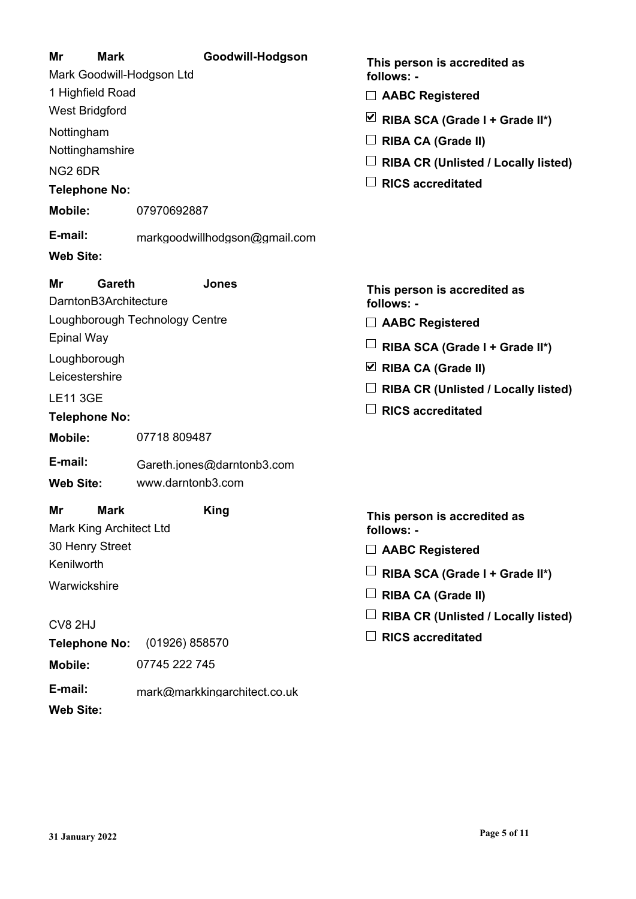**Mr** **Mark** **Goodwill-Hodgson**

Mark Goodwill-Hodgson Ltd
1 Highfield Road
West Bridgford
Nottingham
Nottinghamshire
NG2 6DR

**Telephone No:**

**Mobile:** 07970692887

**E-mail:** markgoodwillhodgson@gmail.com

**Web Site:**

**This person is accredited as follows: -**

- ☐ **AABC Registered**
- ☑ **RIBA SCA (Grade I + Grade II*)**
- ☐ **RIBA CA (Grade II)**
- ☐ **RIBA CR (Unlisted / Locally listed)**
- ☐ **RICS accreditated**

**Mr** **Gareth** **Jones**

DarntonB3Architecture
Loughborough Technology Centre
Epinal Way
Loughborough
Leicestershire
LE11 3GE

**Telephone No:**

**Mobile:** 07718 809487

**E-mail:** Gareth.jones@darntonb3.com

**Web Site:** www.darntonb3.com

**This person is accredited as follows: -**

- ☐ **AABC Registered**
- ☐ **RIBA SCA (Grade I + Grade II*)**
- ☑ **RIBA CA (Grade II)**
- ☐ **RIBA CR (Unlisted / Locally listed)**
- ☐ **RICS accreditated**

**Mr** **Mark** **King**

Mark King Architect Ltd
30 Henry Street
Kenilworth
Warwickshire

CV8 2HJ

**Telephone No:** (01926) 858570

**Mobile:** 07745 222 745

**E-mail:** mark@markkingarchitect.co.uk

**Web Site:**

**This person is accredited as follows: -**

- ☐ **AABC Registered**
- ☐ **RIBA SCA (Grade I + Grade II*)**
- ☐ **RIBA CA (Grade II)**
- ☐ **RIBA CR (Unlisted / Locally listed)**
- ☐ **RICS accreditated**

31 January 2022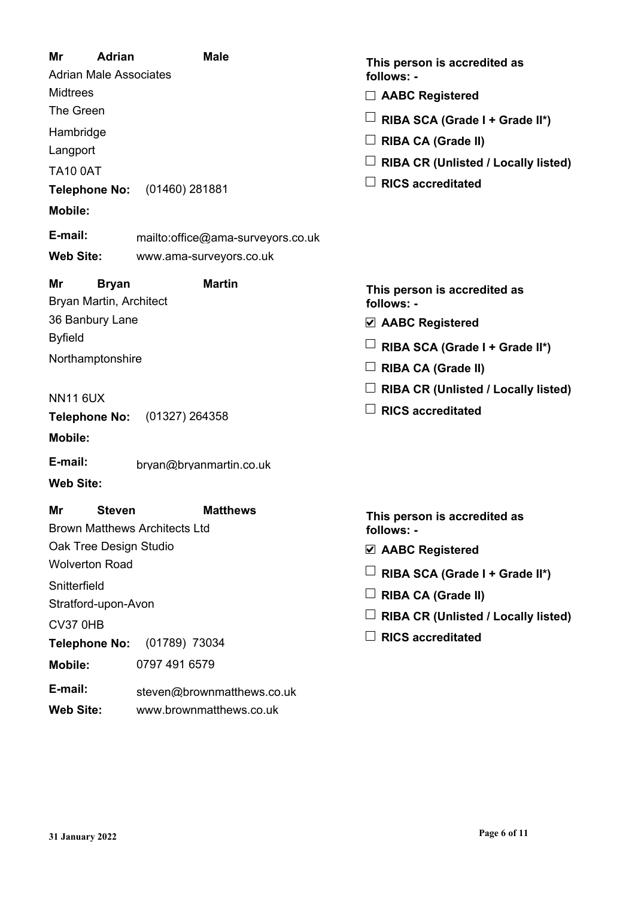**Mr** **Adrian** **Male**

Adrian Male Associates
Midtrees
The Green
Hambridge
Langport
TA10 0AT

**Telephone No:** (01460) 281881
**Mobile:**
**E-mail:** mailto:office@ama-surveyors.co.uk
**Web Site:** www.ama-surveyors.co.uk

**This person is accredited as follows: -**

- ☐ **AABC Registered**
- ☐ **RIBA SCA (Grade I + Grade II*)**
- ☐ **RIBA CA (Grade II)**
- ☐ **RIBA CR (Unlisted / Locally listed)**
- ☐ **RICS accreditated**

**Mr** **Bryan** **Martin**

Bryan Martin, Architect
36 Banbury Lane
Byfield
Northamptonshire

NN11 6UX

**Telephone No:** (01327) 264358
**Mobile:**
**E-mail:** bryan@bryanmartin.co.uk
**Web Site:**

**This person is accredited as follows: -**

- ☑ **AABC Registered**
- ☐ **RIBA SCA (Grade I + Grade II*)**
- ☐ **RIBA CA (Grade II)**
- ☐ **RIBA CR (Unlisted / Locally listed)**
- ☐ **RICS accreditated**

**Mr** **Steven** **Matthews**

Brown Matthews Architects Ltd
Oak Tree Design Studio
Wolverton Road
Snitterfield
Stratford-upon-Avon
CV37 0HB

**Telephone No:** (01789) 73034
**Mobile:** 0797 491 6579
**E-mail:** steven@brownmatthews.co.uk
**Web Site:** www.brownmatthews.co.uk

**This person is accredited as follows: -**

- ☑ **AABC Registered**
- ☐ **RIBA SCA (Grade I + Grade II*)**
- ☐ **RIBA CA (Grade II)**
- ☐ **RIBA CR (Unlisted / Locally listed)**
- ☐ **RICS accreditated**

31 January 2022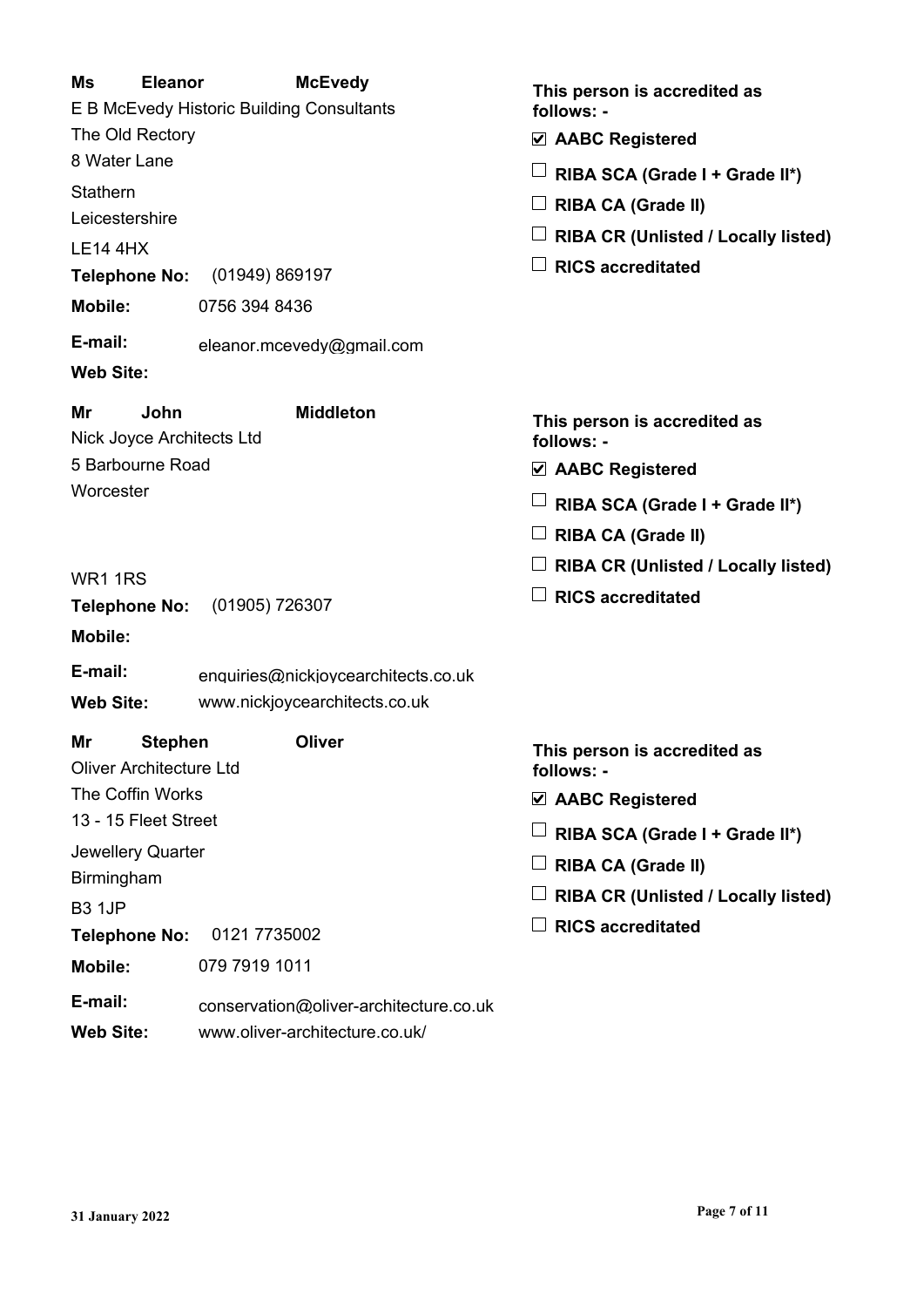**Ms Eleanor McEvedy**

E B McEvedy Historic Building Consultants
The Old Rectory
8 Water Lane
Stathern
Leicestershire
LE14 4HX

**Telephone No:** (01949) 869197
**Mobile:** 0756 394 8436
**E-mail:** eleanor.mcevedy@gmail.com
**Web Site:**

**This person is accredited as follows: -**

- ☑ **AABC Registered**
- ☐ **RIBA SCA (Grade I + Grade II*)**
- ☐ **RIBA CA (Grade II)**
- ☐ **RIBA CR (Unlisted / Locally listed)**
- ☐ **RICS accreditated**

**Mr John Middleton**

Nick Joyce Architects Ltd
5 Barbourne Road
Worcester
WR1 1RS

**Telephone No:** (01905) 726307
**Mobile:**
**E-mail:** enquiries@nickjoycearchitects.co.uk
**Web Site:** www.nickjoycearchitects.co.uk

**This person is accredited as follows: -**

- ☑ **AABC Registered**
- ☐ **RIBA SCA (Grade I + Grade II*)**
- ☐ **RIBA CA (Grade II)**
- ☐ **RIBA CR (Unlisted / Locally listed)**
- ☐ **RICS accreditated**

**Mr Stephen Oliver**

Oliver Architecture Ltd
The Coffin Works
13 - 15 Fleet Street
Jewellery Quarter
Birmingham
B3 1JP

**Telephone No:** 0121 7735002
**Mobile:** 079 7919 1011
**E-mail:** conservation@oliver-architecture.co.uk
**Web Site:** www.oliver-architecture.co.uk/

**This person is accredited as follows: -**

- ☑ **AABC Registered**
- ☐ **RIBA SCA (Grade I + Grade II*)**
- ☐ **RIBA CA (Grade II)**
- ☐ **RIBA CR (Unlisted / Locally listed)**
- ☐ **RICS accreditated**

**31 January 2022**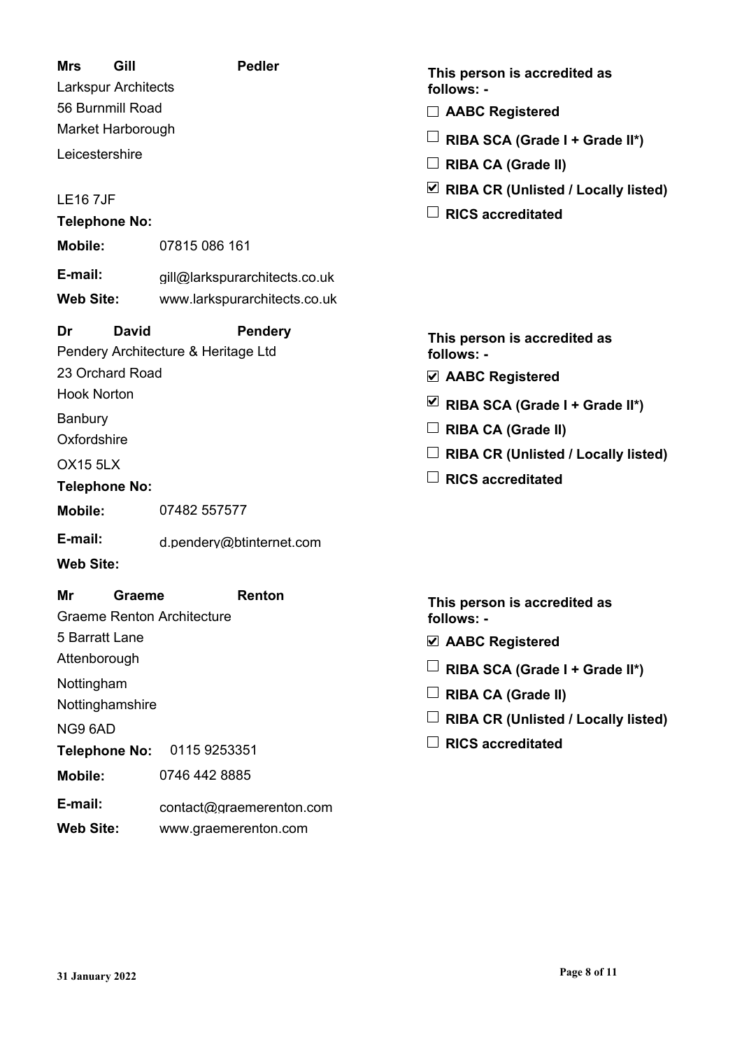**Mrs Gill Pedler**
Larkspur Architects
56 Burnmill Road
Market Harborough
Leicestershire

LE16 7JF

**Telephone No:**

**Mobile:** 07815 086 161

**E-mail:** gill@larkspurarchitects.co.uk

**Web Site:** www.larkspurarchitects.co.uk

**This person is accredited as follows: -**

- ☐ **AABC Registered**
- ☐ **RIBA SCA (Grade I + Grade II\*)**
- ☐ **RIBA CA (Grade II)**
- ☑ **RIBA CR (Unlisted / Locally listed)**
- ☐ **RICS accreditated**

**Dr David Pendery**
Pendery Architecture & Heritage Ltd
23 Orchard Road
Hook Norton
Banbury
Oxfordshire
OX15 5LX

**Telephone No:**

**Mobile:** 07482 557577

**E-mail:** d.pendery@btinternet.com

**Web Site:**

**This person is accredited as follows: -**

- ☑ **AABC Registered**
- ☑ **RIBA SCA (Grade I + Grade II\*)**
- ☐ **RIBA CA (Grade II)**
- ☐ **RIBA CR (Unlisted / Locally listed)**
- ☐ **RICS accreditated**

**Mr Graeme Renton**
Graeme Renton Architecture
5 Barratt Lane
Attenborough
Nottingham
Nottinghamshire
NG9 6AD

**Telephone No:** 0115 9253351

**Mobile:** 0746 442 8885

**E-mail:** contact@graemerenton.com

**Web Site:** www.graemerenton.com

**This person is accredited as follows: -**

- ☑ **AABC Registered**
- ☐ **RIBA SCA (Grade I + Grade II\*)**
- ☐ **RIBA CA (Grade II)**
- ☐ **RIBA CR (Unlisted / Locally listed)**
- ☐ **RICS accreditated**

31 January 2022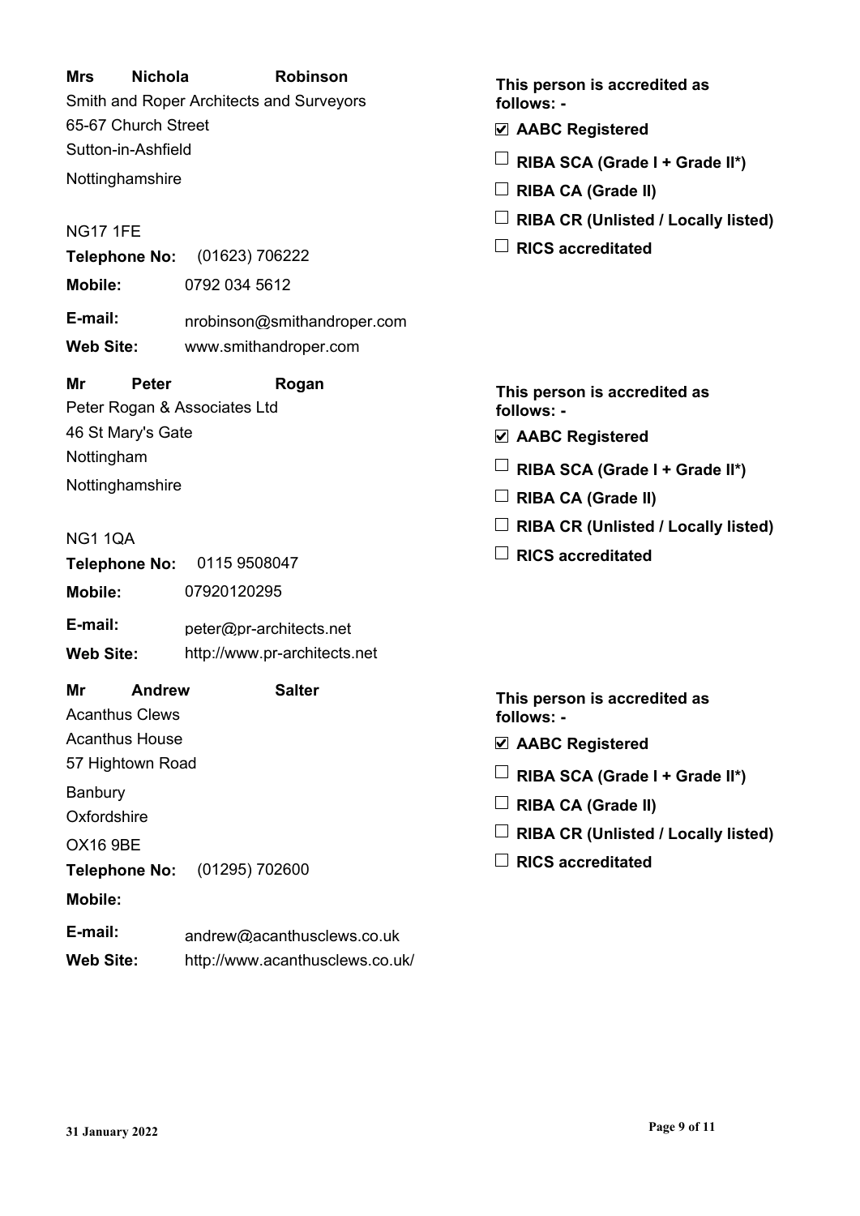**Mrs** **Nichola** **Robinson**

Smith and Roper Architects and Surveyors
65-67 Church Street
Sutton-in-Ashfield
Nottinghamshire

NG17 1FE

**Telephone No:** (01623) 706222
**Mobile:** 0792 034 5612
**E-mail:** nrobinson@smithandroper.com
**Web Site:** www.smithandroper.com

**This person is accredited as follows: -**

- ☑ **AABC Registered**
- ☐ **RIBA SCA (Grade I + Grade II*)**
- ☐ **RIBA CA (Grade II)**
- ☐ **RIBA CR (Unlisted / Locally listed)**
- ☐ **RICS accreditated**

**Mr** **Peter** **Rogan**

Peter Rogan & Associates Ltd
46 St Mary's Gate
Nottingham
Nottinghamshire

NG1 1QA

**Telephone No:** 0115 9508047
**Mobile:** 07920120295
**E-mail:** peter@pr-architects.net
**Web Site:** http://www.pr-architects.net

**This person is accredited as follows: -**

- ☑ **AABC Registered**
- ☐ **RIBA SCA (Grade I + Grade II*)**
- ☐ **RIBA CA (Grade II)**
- ☐ **RIBA CR (Unlisted / Locally listed)**
- ☐ **RICS accreditated**

**Mr** **Andrew** **Salter**

Acanthus Clews
Acanthus House
57 Hightown Road
Banbury
Oxfordshire
OX16 9BE

**Telephone No:** (01295) 702600
**Mobile:**
**E-mail:** andrew@acanthusclews.co.uk
**Web Site:** http://www.acanthusclews.co.uk/

**This person is accredited as follows: -**

- ☑ **AABC Registered**
- ☐ **RIBA SCA (Grade I + Grade II*)**
- ☐ **RIBA CA (Grade II)**
- ☐ **RIBA CR (Unlisted / Locally listed)**
- ☐ **RICS accreditated**

**31 January 2022**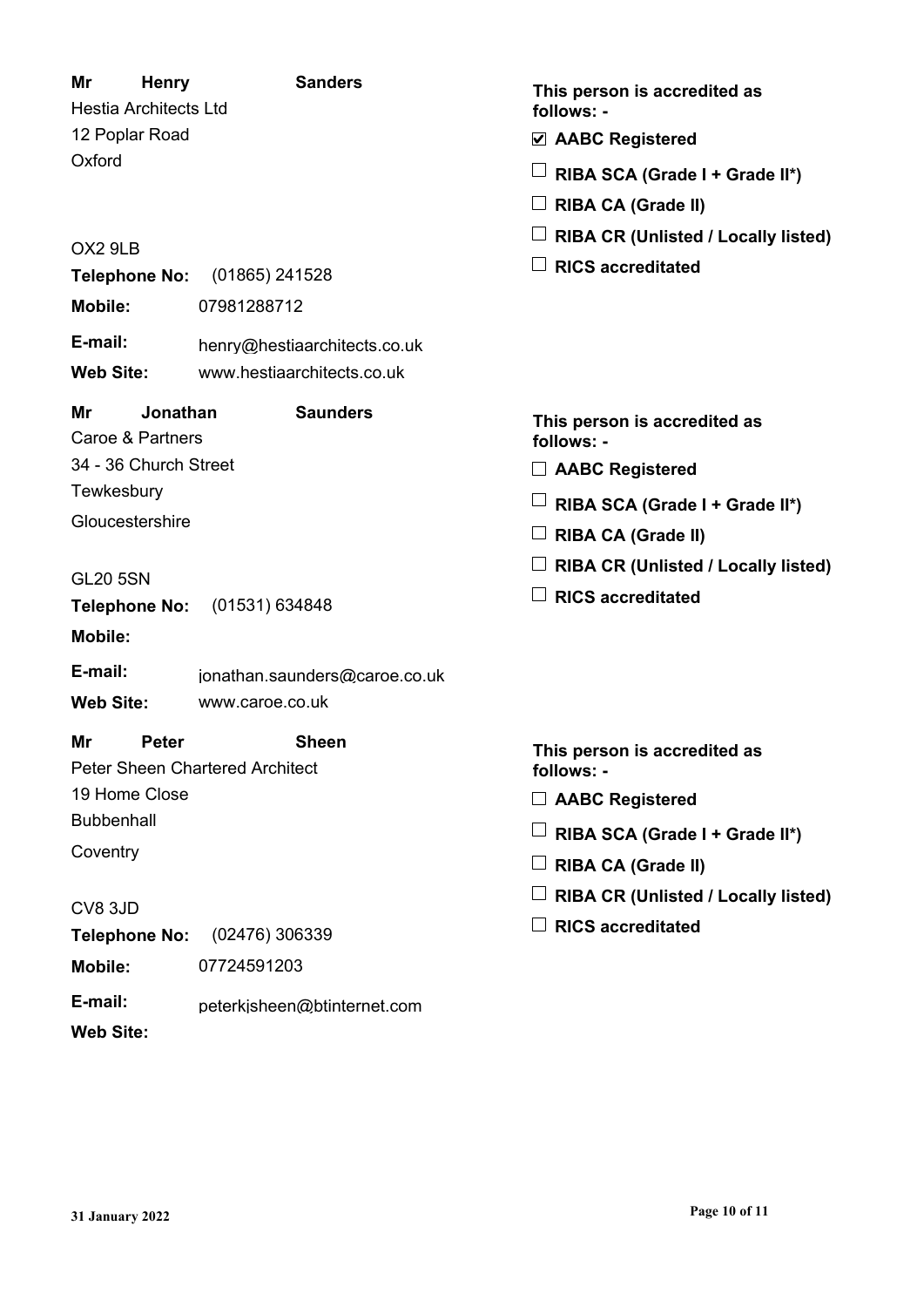**Mr Henry Sanders**
Hestia Architects Ltd
12 Poplar Road
Oxford

OX2 9LB

**Telephone No:** (01865) 241528
**Mobile:** 07981288712
**E-mail:** henry@hestiaarchitects.co.uk
**Web Site:** www.hestiaarchitects.co.uk

**This person is accredited as follows: -**

- ☑ **AABC Registered**
- ☐ **RIBA SCA (Grade I + Grade II*)**
- ☐ **RIBA CA (Grade II)**
- ☐ **RIBA CR (Unlisted / Locally listed)**
- ☐ **RICS accreditated**

**Mr Jonathan Saunders**
Caroe & Partners
34 - 36 Church Street
Tewkesbury
Gloucestershire

GL20 5SN

**Telephone No:** (01531) 634848
**Mobile:**
**E-mail:** jonathan.saunders@caroe.co.uk
**Web Site:** www.caroe.co.uk

**This person is accredited as follows: -**

- ☐ **AABC Registered**
- ☐ **RIBA SCA (Grade I + Grade II*)**
- ☐ **RIBA CA (Grade II)**
- ☐ **RIBA CR (Unlisted / Locally listed)**
- ☐ **RICS accreditated**

**Mr Peter Sheen**
Peter Sheen Chartered Architect
19 Home Close
Bubbenhall
Coventry

CV8 3JD

**Telephone No:** (02476) 306339
**Mobile:** 07724591203
**E-mail:** peterkjsheen@btinternet.com
**Web Site:**

**This person is accredited as follows: -**

- ☐ **AABC Registered**
- ☐ **RIBA SCA (Grade I + Grade II*)**
- ☐ **RIBA CA (Grade II)**
- ☐ **RIBA CR (Unlisted / Locally listed)**
- ☐ **RICS accreditated**

**31 January 2022**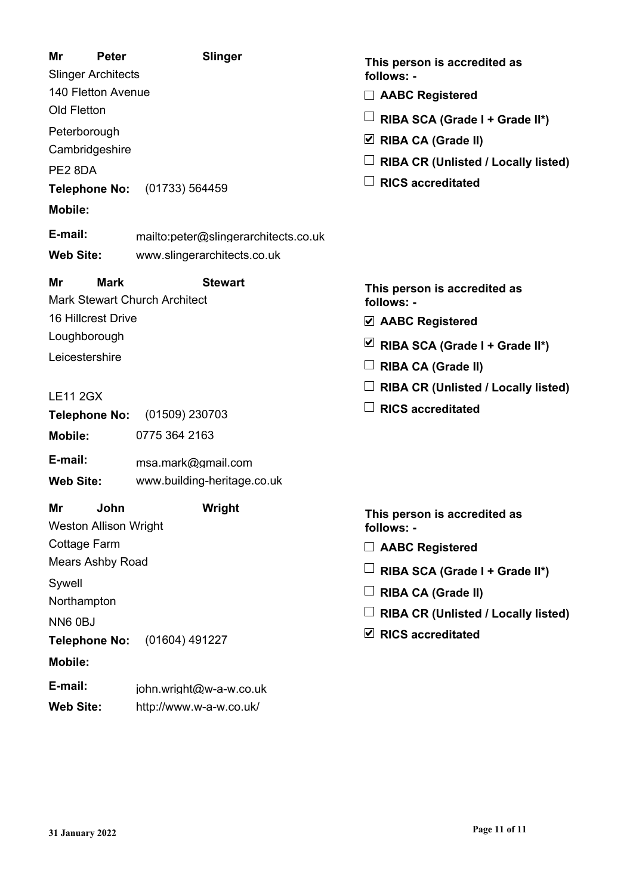**Mr** **Peter** **Slinger**
Slinger Architects
140 Fletton Avenue
Old Fletton
Peterborough
Cambridgeshire
PE2 8DA
**Telephone No:** (01733) 564459
**Mobile:**
**E-mail:** mailto:peter@slingerarchitects.co.uk
**Web Site:** www.slingerarchitects.co.uk

**This person is accredited as follows: -**

- ☐ **AABC Registered**
- ☐ **RIBA SCA (Grade I + Grade II*)**
- ☑ **RIBA CA (Grade II)**
- ☐ **RIBA CR (Unlisted / Locally listed)**
- ☐ **RICS accreditated**

**Mr** **Mark** **Stewart**
Mark Stewart Church Architect
16 Hillcrest Drive
Loughborough
Leicestershire
LE11 2GX
**Telephone No:** (01509) 230703
**Mobile:** 0775 364 2163
**E-mail:** msa.mark@gmail.com
**Web Site:** www.building-heritage.co.uk

**This person is accredited as follows: -**

- ☑ **AABC Registered**
- ☑ **RIBA SCA (Grade I + Grade II*)**
- ☐ **RIBA CA (Grade II)**
- ☐ **RIBA CR (Unlisted / Locally listed)**
- ☐ **RICS accreditated**

**Mr** **John** **Wright**
Weston Allison Wright
Cottage Farm
Mears Ashby Road
Sywell
Northampton
NN6 0BJ
**Telephone No:** (01604) 491227
**Mobile:**
**E-mail:** john.wright@w-a-w.co.uk
**Web Site:** http://www.w-a-w.co.uk/

**This person is accredited as follows: -**

- ☐ **AABC Registered**
- ☐ **RIBA SCA (Grade I + Grade II*)**
- ☐ **RIBA CA (Grade II)**
- ☐ **RIBA CR (Unlisted / Locally listed)**
- ☑ **RICS accreditated**

31 January 2022